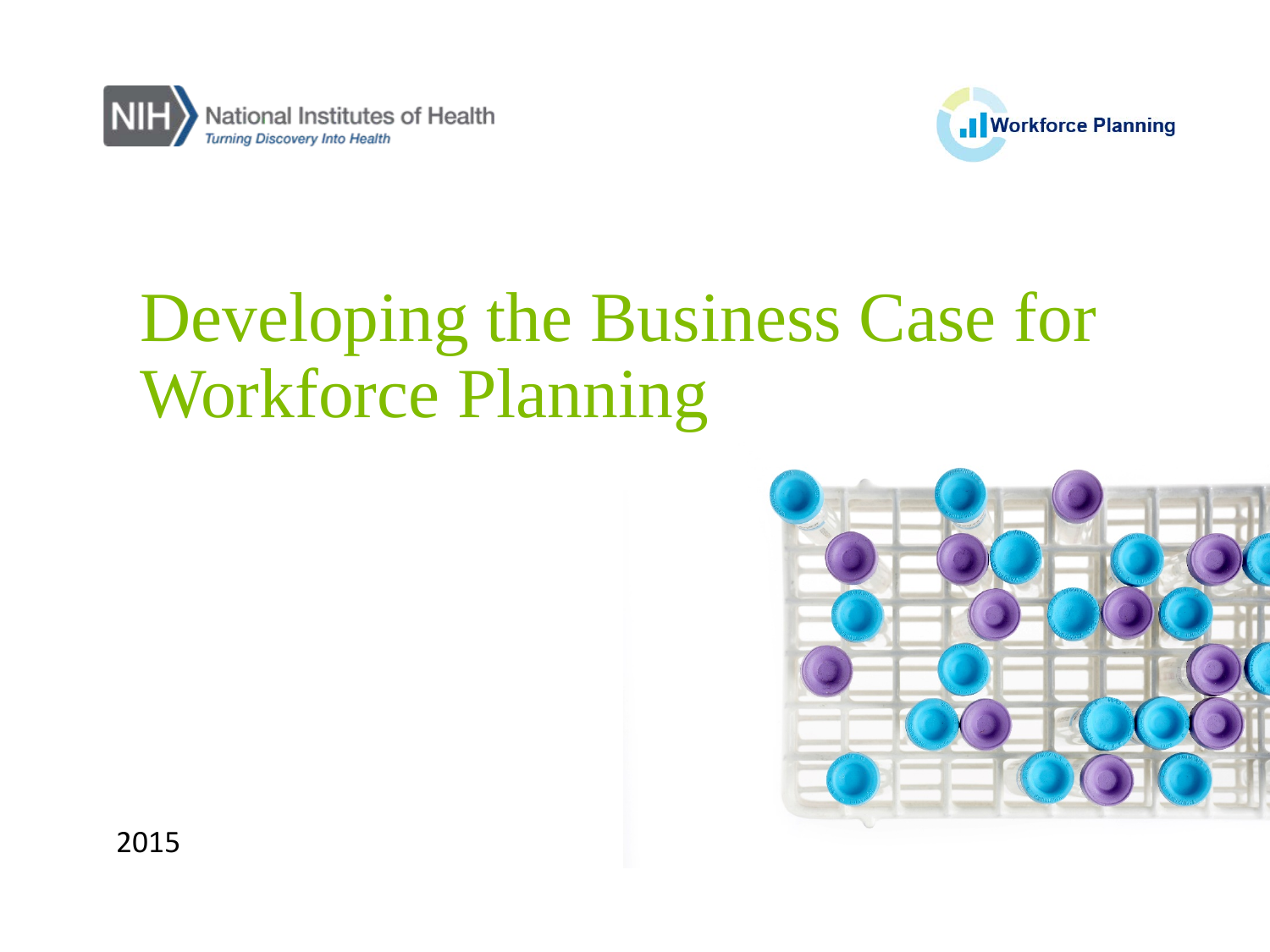National Institutes of Health
*Turning Discovery Into Health*

Workforce Planning

# Developing the Business Case for Workforce Planning

2015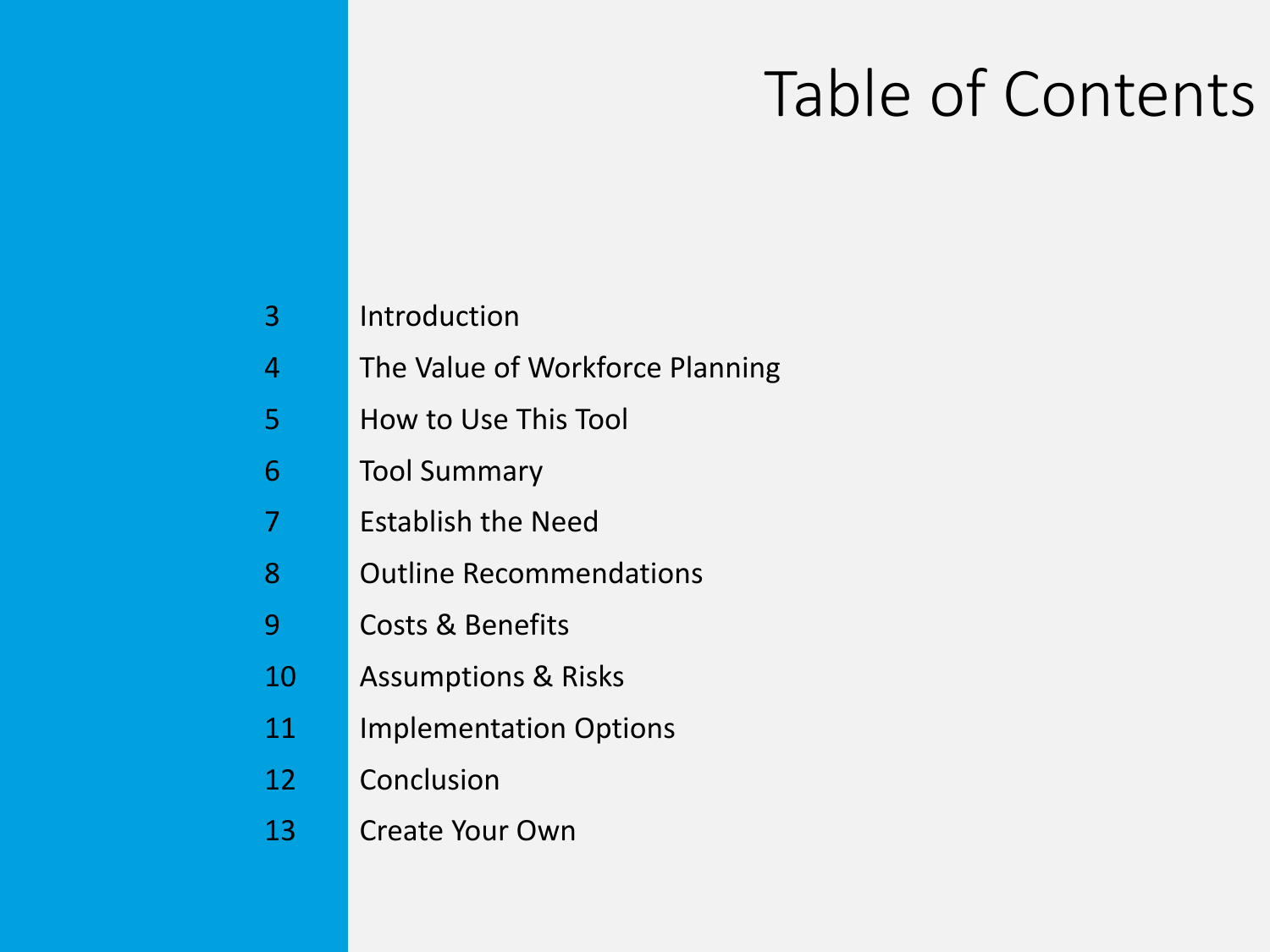# Table of Contents

| | |
|---|---|
| 3 | Introduction |
| 4 | The Value of Workforce Planning |
| 5 | How to Use This Tool |
| 6 | Tool Summary |
| 7 | Establish the Need |
| 8 | Outline Recommendations |
| 9 | Costs & Benefits |
| 10 | Assumptions & Risks |
| 11 | Implementation Options |
| 12 | Conclusion |
| 13 | Create Your Own |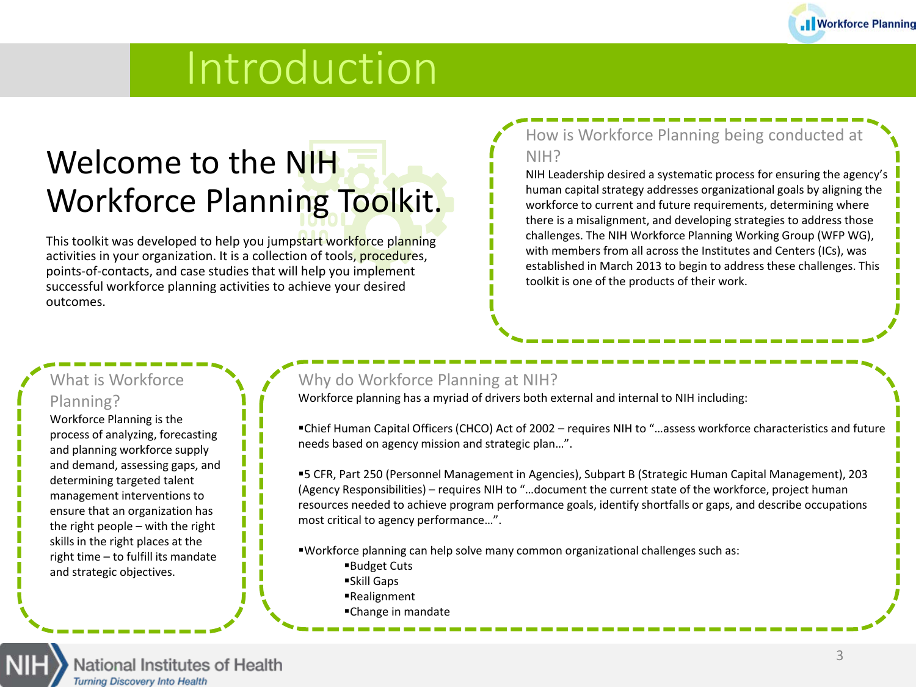# Introduction

## Welcome to the NIH Workforce Planning Toolkit.

This toolkit was developed to help you jumpstart workforce planning activities in your organization. It is a collection of tools, procedures, points-of-contacts, and case studies that will help you implement successful workforce planning activities to achieve your desired outcomes.

### How is Workforce Planning being conducted at NIH?

NIH Leadership desired a systematic process for ensuring the agency's human capital strategy addresses organizational goals by aligning the workforce to current and future requirements, determining where there is a misalignment, and developing strategies to address those challenges. The NIH Workforce Planning Working Group (WFP WG), with members from all across the Institutes and Centers (ICs), was established in March 2013 to begin to address these challenges. This toolkit is one of the products of their work.

### What is Workforce Planning?

Workforce Planning is the process of analyzing, forecasting and planning workforce supply and demand, assessing gaps, and determining targeted talent management interventions to ensure that an organization has the right people – with the right skills in the right places at the right time – to fulfill its mandate and strategic objectives.

### Why do Workforce Planning at NIH?

Workforce planning has a myriad of drivers both external and internal to NIH including:

- Chief Human Capital Officers (CHCO) Act of 2002 – requires NIH to "…assess workforce characteristics and future needs based on agency mission and strategic plan…".
- 5 CFR, Part 250 (Personnel Management in Agencies), Subpart B (Strategic Human Capital Management), 203 (Agency Responsibilities) – requires NIH to "…document the current state of the workforce, project human resources needed to achieve program performance goals, identify shortfalls or gaps, and describe occupations most critical to agency performance…".
- Workforce planning can help solve many common organizational challenges such as:
  - Budget Cuts
  - Skill Gaps
  - Realignment
  - Change in mandate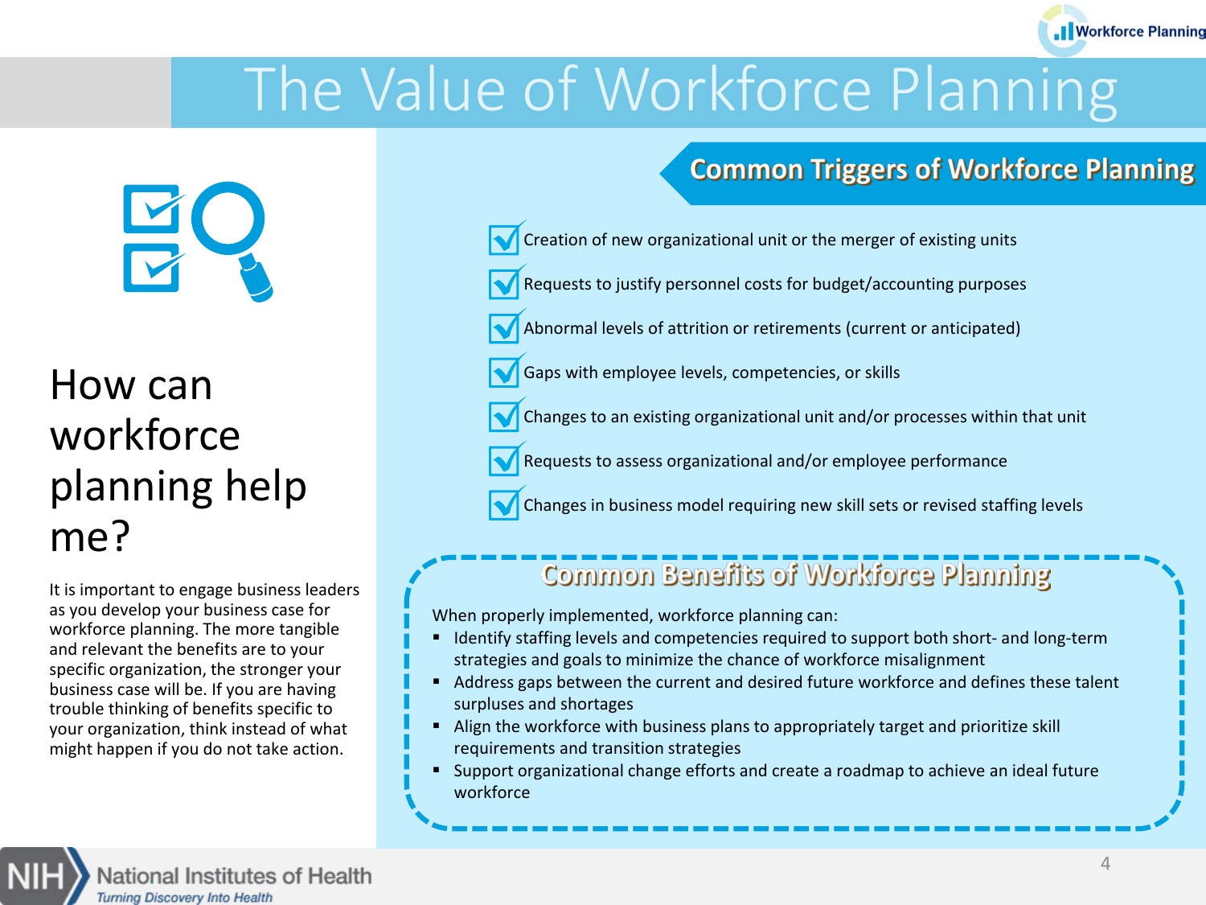# The Value of Workforce Planning

## How can workforce planning help me?

It is important to engage business leaders as you develop your business case for workforce planning. The more tangible and relevant the benefits are to your specific organization, the stronger your business case will be. If you are having trouble thinking of benefits specific to your organization, think instead of what might happen if you do not take action.

## Common Triggers of Workforce Planning

- Creation of new organizational unit or the merger of existing units
- Requests to justify personnel costs for budget/accounting purposes
- Abnormal levels of attrition or retirements (current or anticipated)
- Gaps with employee levels, competencies, or skills
- Changes to an existing organizational unit and/or processes within that unit
- Requests to assess organizational and/or employee performance
- Changes in business model requiring new skill sets or revised staffing levels

## Common Benefits of Workforce Planning

When properly implemented, workforce planning can:

- Identify staffing levels and competencies required to support both short- and long-term strategies and goals to minimize the chance of workforce misalignment
- Address gaps between the current and desired future workforce and defines these talent surpluses and shortages
- Align the workforce with business plans to appropriately target and prioritize skill requirements and transition strategies
- Support organizational change efforts and create a roadmap to achieve an ideal future workforce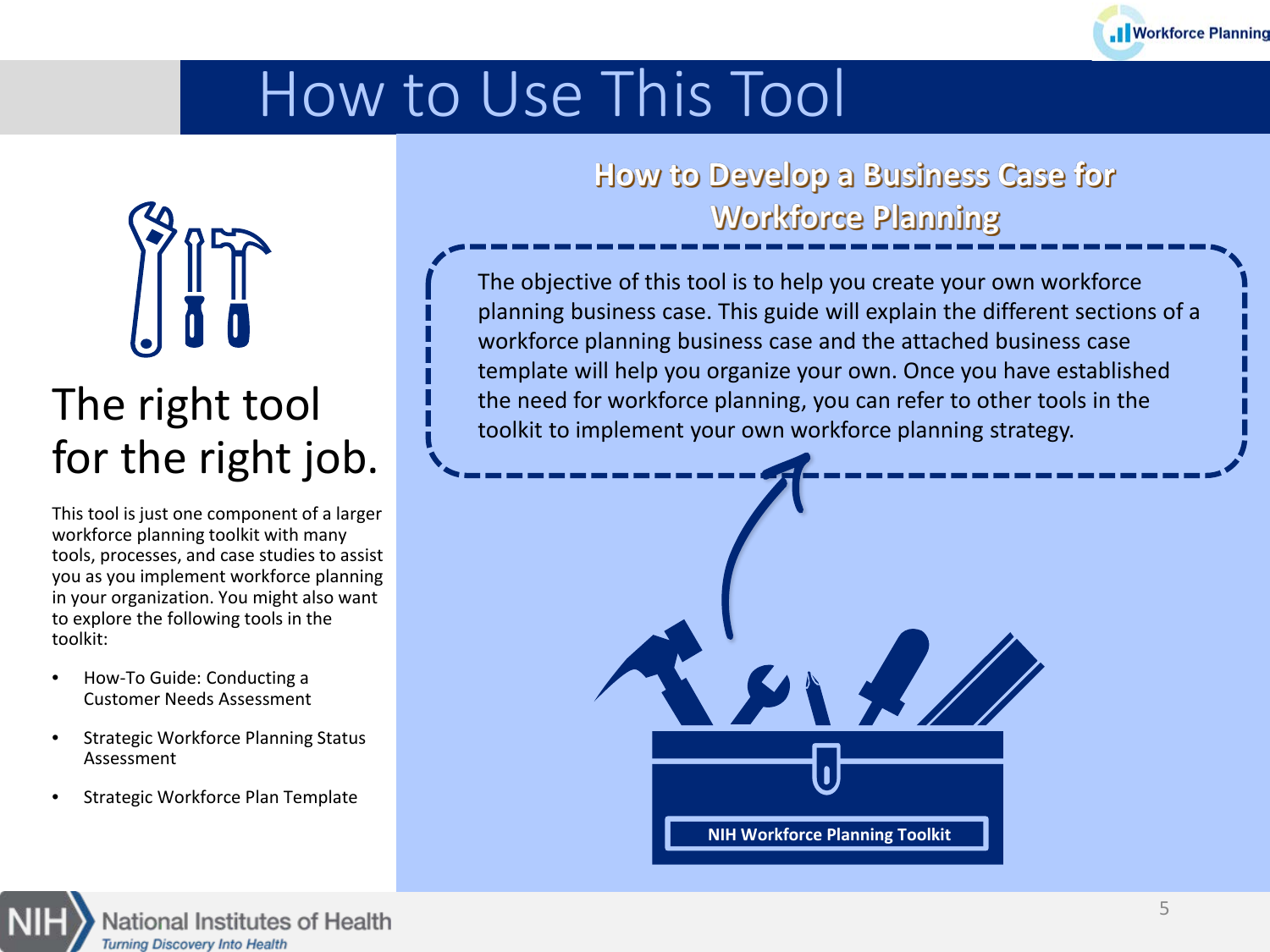# How to Use This Tool

## The right tool for the right job.

This tool is just one component of a larger workforce planning toolkit with many tools, processes, and case studies to assist you as you implement workforce planning in your organization. You might also want to explore the following tools in the toolkit:

- How-To Guide: Conducting a Customer Needs Assessment
- Strategic Workforce Planning Status Assessment
- Strategic Workforce Plan Template

## How to Develop a Business Case for Workforce Planning

The objective of this tool is to help you create your own workforce planning business case. This guide will explain the different sections of a workforce planning business case and the attached business case template will help you organize your own. Once you have established the need for workforce planning, you can refer to other tools in the toolkit to implement your own workforce planning strategy.

NIH Workforce Planning Toolkit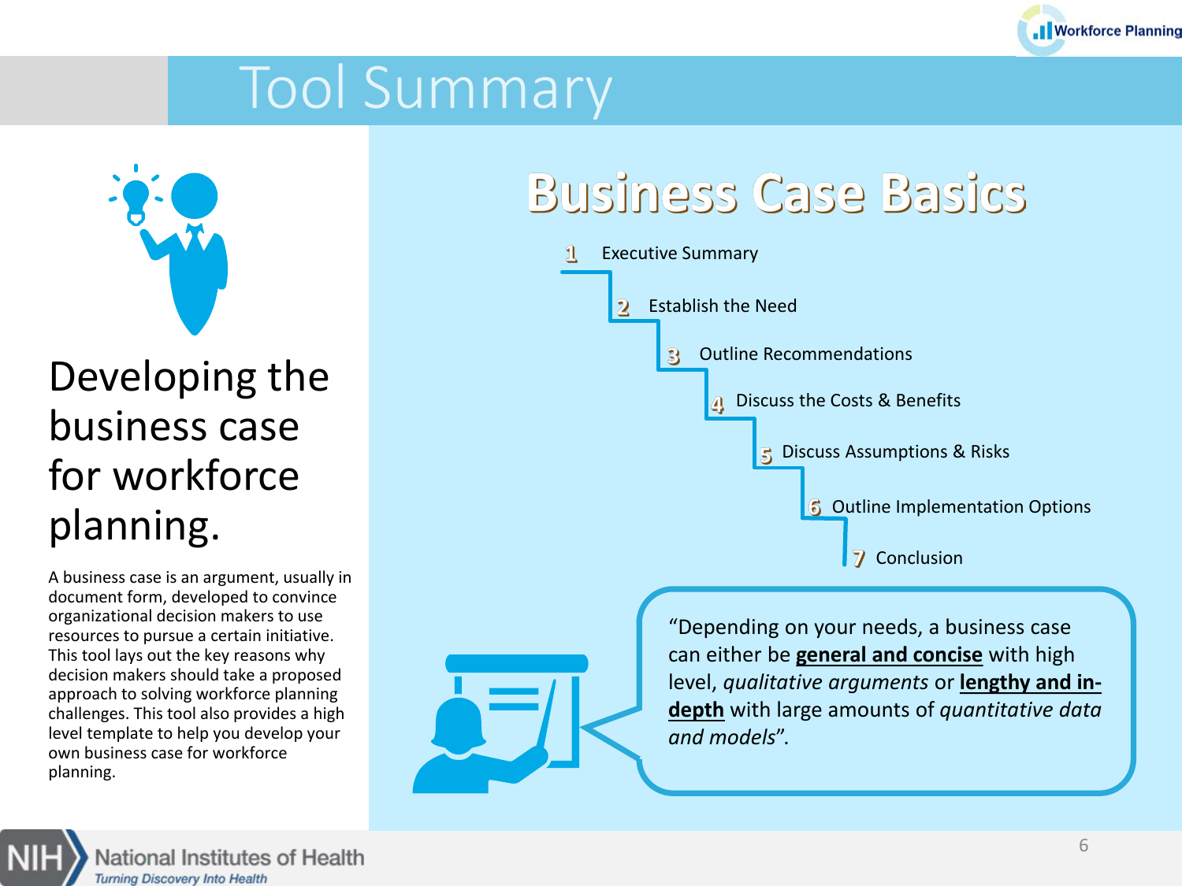# Tool Summary

## Developing the business case for workforce planning.

A business case is an argument, usually in document form, developed to convince organizational decision makers to use resources to pursue a certain initiative. This tool lays out the key reasons why decision makers should take a proposed approach to solving workforce planning challenges. This tool also provides a high level template to help you develop your own business case for workforce planning.

## Business Case Basics

1. Executive Summary
2. Establish the Need
3. Outline Recommendations
4. Discuss the Costs & Benefits
5. Discuss Assumptions & Risks
6. Outline Implementation Options
7. Conclusion

"Depending on your needs, a business case can either be **general and concise** with high level, *qualitative arguments* or **lengthy and in-depth** with large amounts of *quantitative data and models*".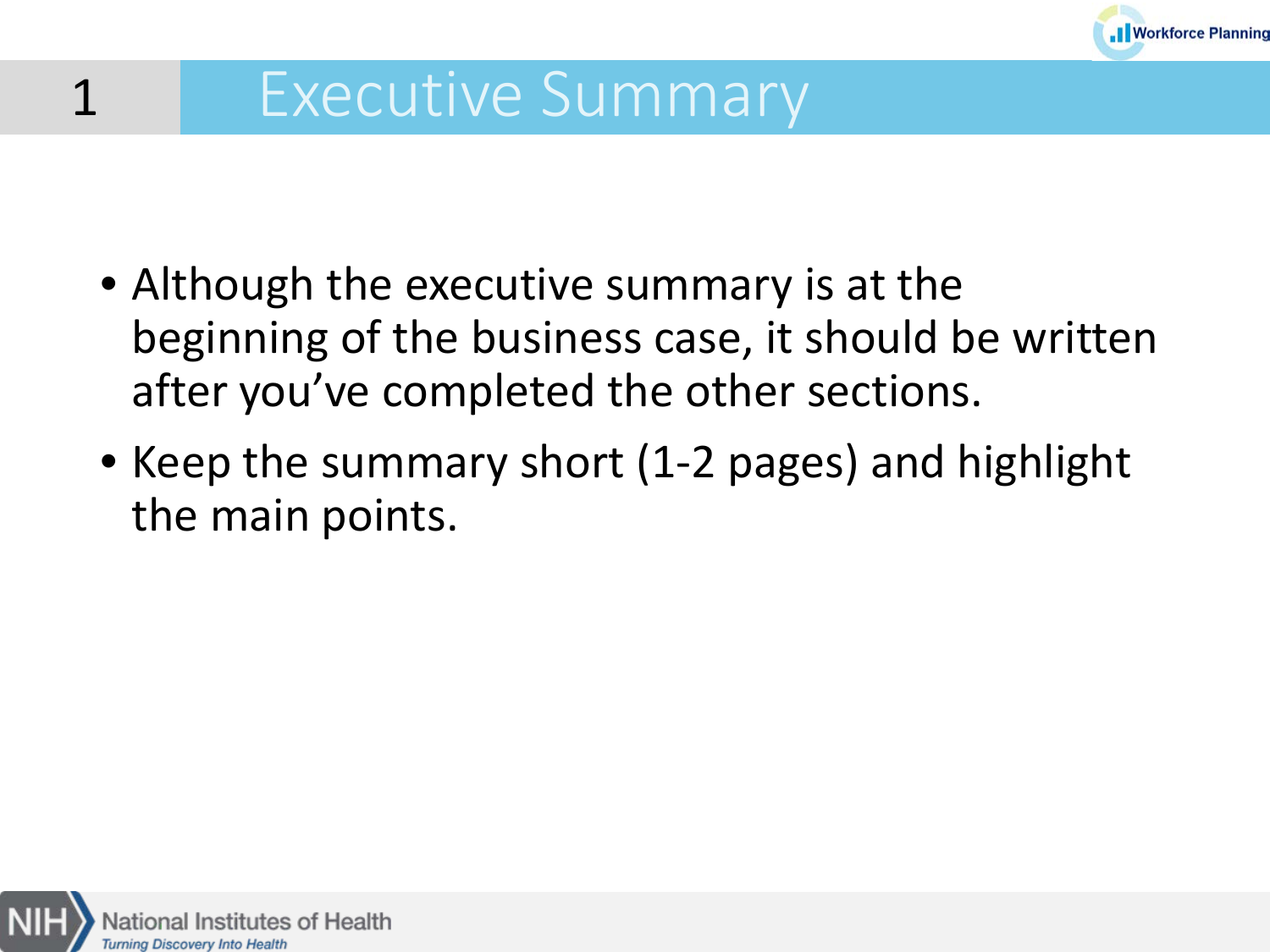# 1 Executive Summary

- Although the executive summary is at the beginning of the business case, it should be written after you've completed the other sections.
- Keep the summary short (1-2 pages) and highlight the main points.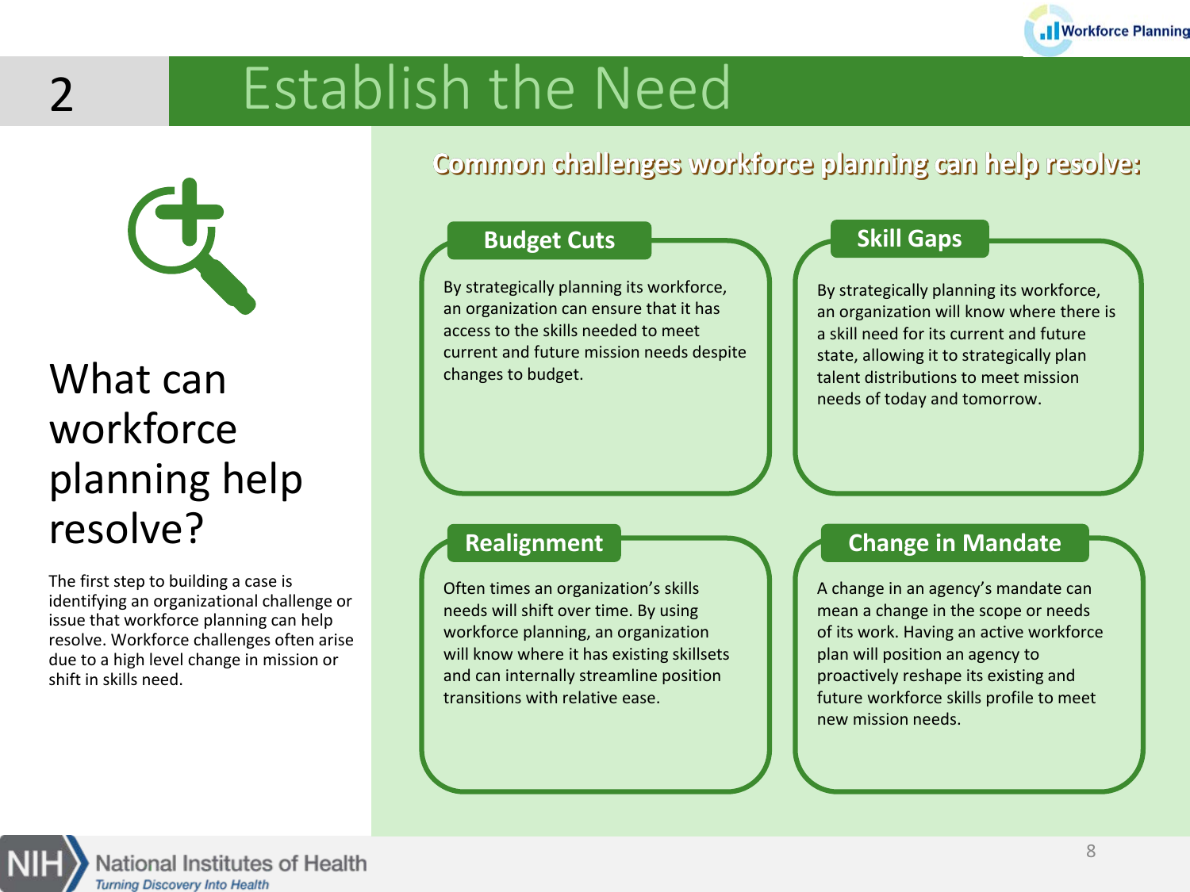# 2 Establish the Need

## What can workforce planning help resolve?

The first step to building a case is identifying an organizational challenge or issue that workforce planning can help resolve. Workforce challenges often arise due to a high level change in mission or shift in skills need.

### Common challenges workforce planning can help resolve:

**Budget Cuts**

By strategically planning its workforce, an organization can ensure that it has access to the skills needed to meet current and future mission needs despite changes to budget.

**Skill Gaps**

By strategically planning its workforce, an organization will know where there is a skill need for its current and future state, allowing it to strategically plan talent distributions to meet mission needs of today and tomorrow.

**Realignment**

Often times an organization's skills needs will shift over time. By using workforce planning, an organization will know where it has existing skillsets and can internally streamline position transitions with relative ease.

**Change in Mandate**

A change in an agency's mandate can mean a change in the scope or needs of its work. Having an active workforce plan will position an agency to proactively reshape its existing and future workforce skills profile to meet new mission needs.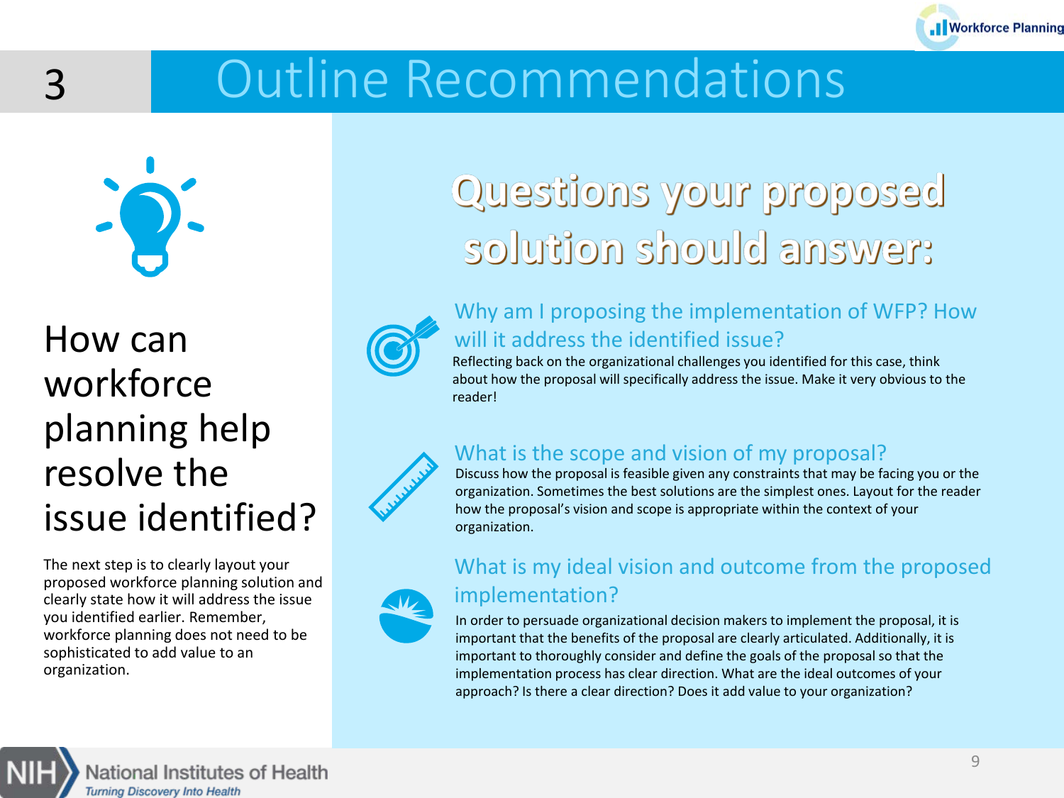# 3 Outline Recommendations

## How can workforce planning help resolve the issue identified?

The next step is to clearly layout your proposed workforce planning solution and clearly state how it will address the issue you identified earlier. Remember, workforce planning does not need to be sophisticated to add value to an organization.

## Questions your proposed solution should answer:

### Why am I proposing the implementation of WFP? How will it address the identified issue?

Reflecting back on the organizational challenges you identified for this case, think about how the proposal will specifically address the issue. Make it very obvious to the reader!

### What is the scope and vision of my proposal?

Discuss how the proposal is feasible given any constraints that may be facing you or the organization. Sometimes the best solutions are the simplest ones. Layout for the reader how the proposal's vision and scope is appropriate within the context of your organization.

### What is my ideal vision and outcome from the proposed implementation?

In order to persuade organizational decision makers to implement the proposal, it is important that the benefits of the proposal are clearly articulated. Additionally, it is important to thoroughly consider and define the goals of the proposal so that the implementation process has clear direction. What are the ideal outcomes of your approach? Is there a clear direction? Does it add value to your organization?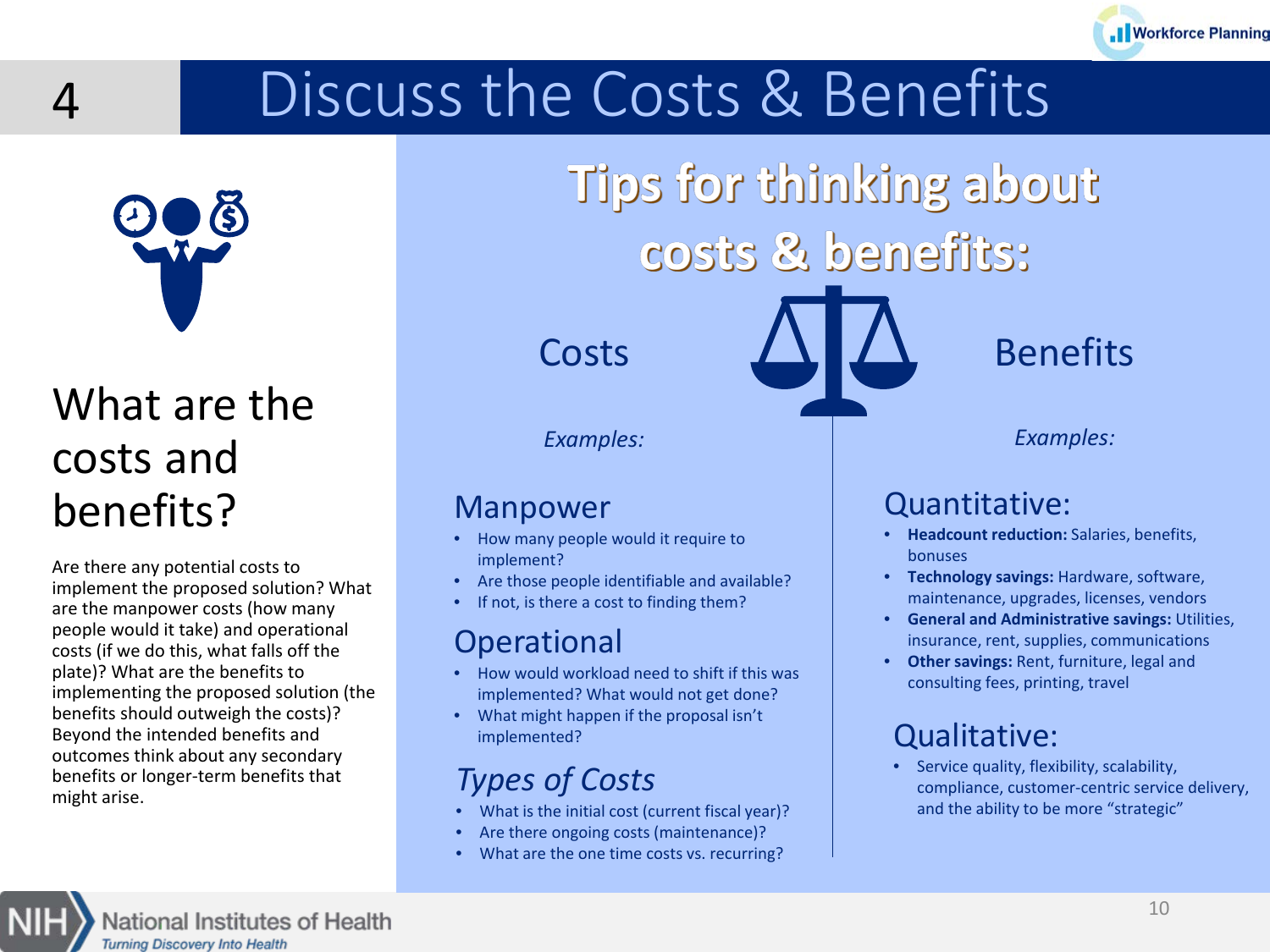# 4 Discuss the Costs & Benefits

## What are the costs and benefits?

Are there any potential costs to implement the proposed solution? What are the manpower costs (how many people would it take) and operational costs (if we do this, what falls off the plate)? What are the benefits to implementing the proposed solution (the benefits should outweigh the costs)? Beyond the intended benefits and outcomes think about any secondary benefits or longer-term benefits that might arise.

## Tips for thinking about costs & benefits:

### Costs

*Examples:*

#### Manpower

- How many people would it require to implement?
- Are those people identifiable and available?
- If not, is there a cost to finding them?

#### Operational

- How would workload need to shift if this was implemented? What would not get done?
- What might happen if the proposal isn't implemented?

#### *Types of Costs*

- What is the initial cost (current fiscal year)?
- Are there ongoing costs (maintenance)?
- What are the one time costs vs. recurring?

### Benefits

*Examples:*

#### Quantitative:

- **Headcount reduction:** Salaries, benefits, bonuses
- **Technology savings:** Hardware, software, maintenance, upgrades, licenses, vendors
- **General and Administrative savings:** Utilities, insurance, rent, supplies, communications
- **Other savings:** Rent, furniture, legal and consulting fees, printing, travel

#### Qualitative:

- Service quality, flexibility, scalability, compliance, customer-centric service delivery, and the ability to be more "strategic"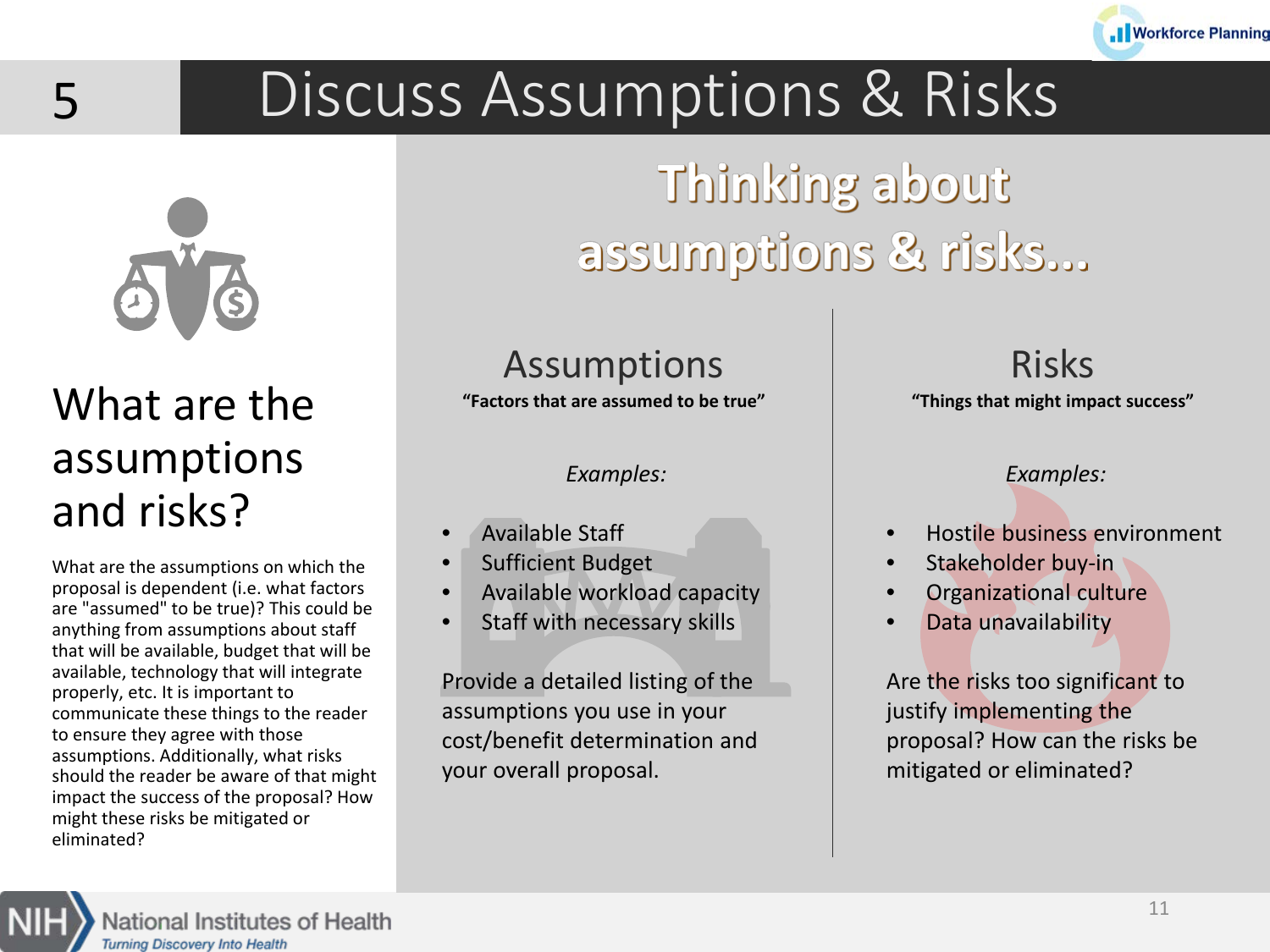# 5 Discuss Assumptions & Risks

## What are the assumptions and risks?

What are the assumptions on which the proposal is dependent (i.e. what factors are "assumed" to be true)? This could be anything from assumptions about staff that will be available, budget that will be available, technology that will integrate properly, etc. It is important to communicate these things to the reader to ensure they agree with those assumptions. Additionally, what risks should the reader be aware of that might impact the success of the proposal? How might these risks be mitigated or eliminated?

## Thinking about assumptions & risks...

### Assumptions

**"Factors that are assumed to be true"**

*Examples:*

- Available Staff
- Sufficient Budget
- Available workload capacity
- Staff with necessary skills

Provide a detailed listing of the assumptions you use in your cost/benefit determination and your overall proposal.

### Risks

**"Things that might impact success"**

*Examples:*

- Hostile business environment
- Stakeholder buy-in
- Organizational culture
- Data unavailability

Are the risks too significant to justify implementing the proposal? How can the risks be mitigated or eliminated?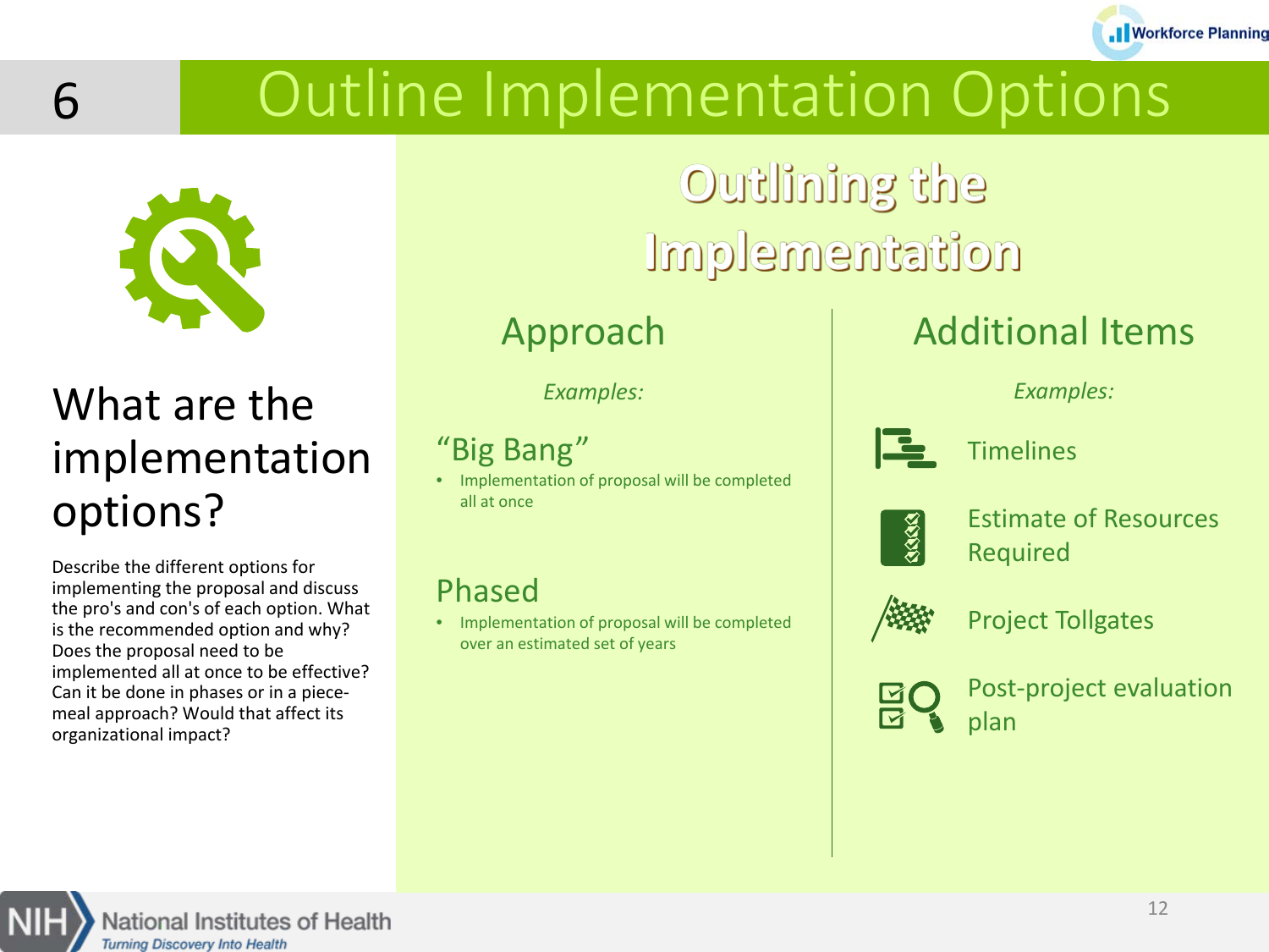# 6 Outline Implementation Options

## What are the implementation options?

Describe the different options for implementing the proposal and discuss the pro's and con's of each option. What is the recommended option and why? Does the proposal need to be implemented all at once to be effective? Can it be done in phases or in a piece-meal approach? Would that affect its organizational impact?

## Outlining the Implementation

### Approach

*Examples:*

**"Big Bang"**

- Implementation of proposal will be completed all at once

**Phased**

- Implementation of proposal will be completed over an estimated set of years

### Additional Items

*Examples:*

- Timelines
- Estimate of Resources Required
- Project Tollgates
- Post-project evaluation plan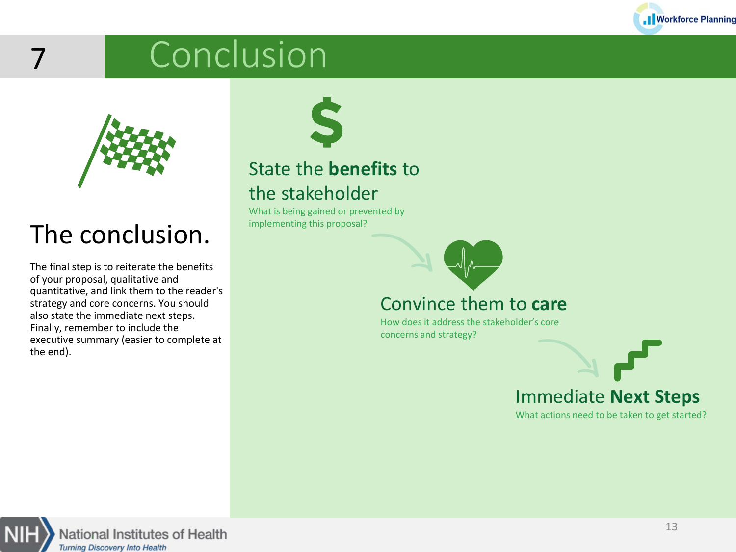# 7 Conclusion

## The conclusion.

The final step is to reiterate the benefits of your proposal, qualitative and quantitative, and link them to the reader's strategy and core concerns. You should also state the immediate next steps. Finally, remember to include the executive summary (easier to complete at the end).

### State the **benefits** to the stakeholder

What is being gained or prevented by implementing this proposal?

### Convince them to **care**

How does it address the stakeholder's core concerns and strategy?

### Immediate **Next Steps**

What actions need to be taken to get started?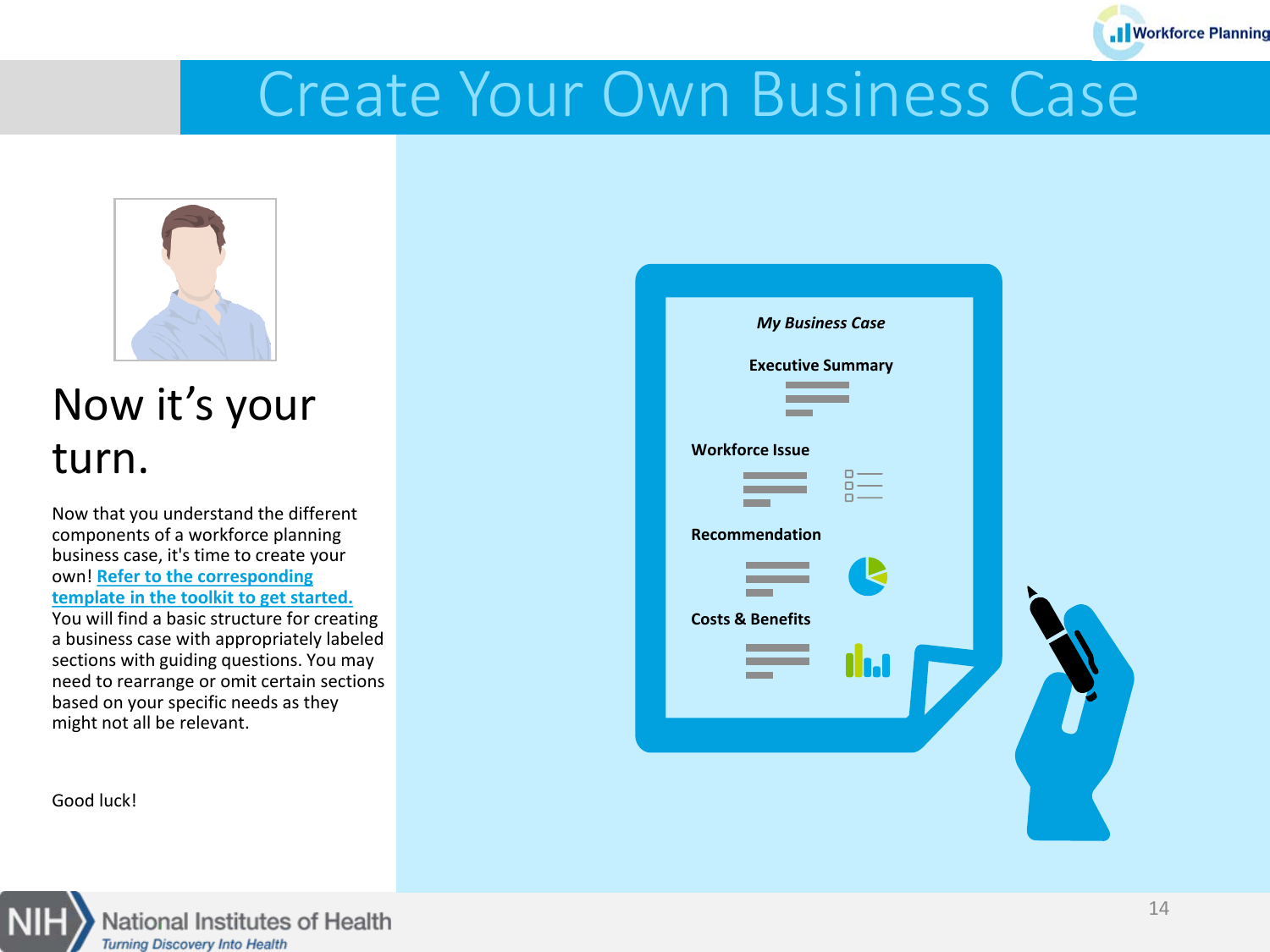# Create Your Own Business Case

## Now it's your turn.

Now that you understand the different components of a workforce planning business case, it's time to create your own! Refer to the corresponding template in the toolkit to get started. You will find a basic structure for creating a business case with appropriately labeled sections with guiding questions. You may need to rearrange or omit certain sections based on your specific needs as they might not all be relevant.

Good luck!

*My Business Case*

**Executive Summary**

**Workforce Issue**

**Recommendation**

**Costs & Benefits**